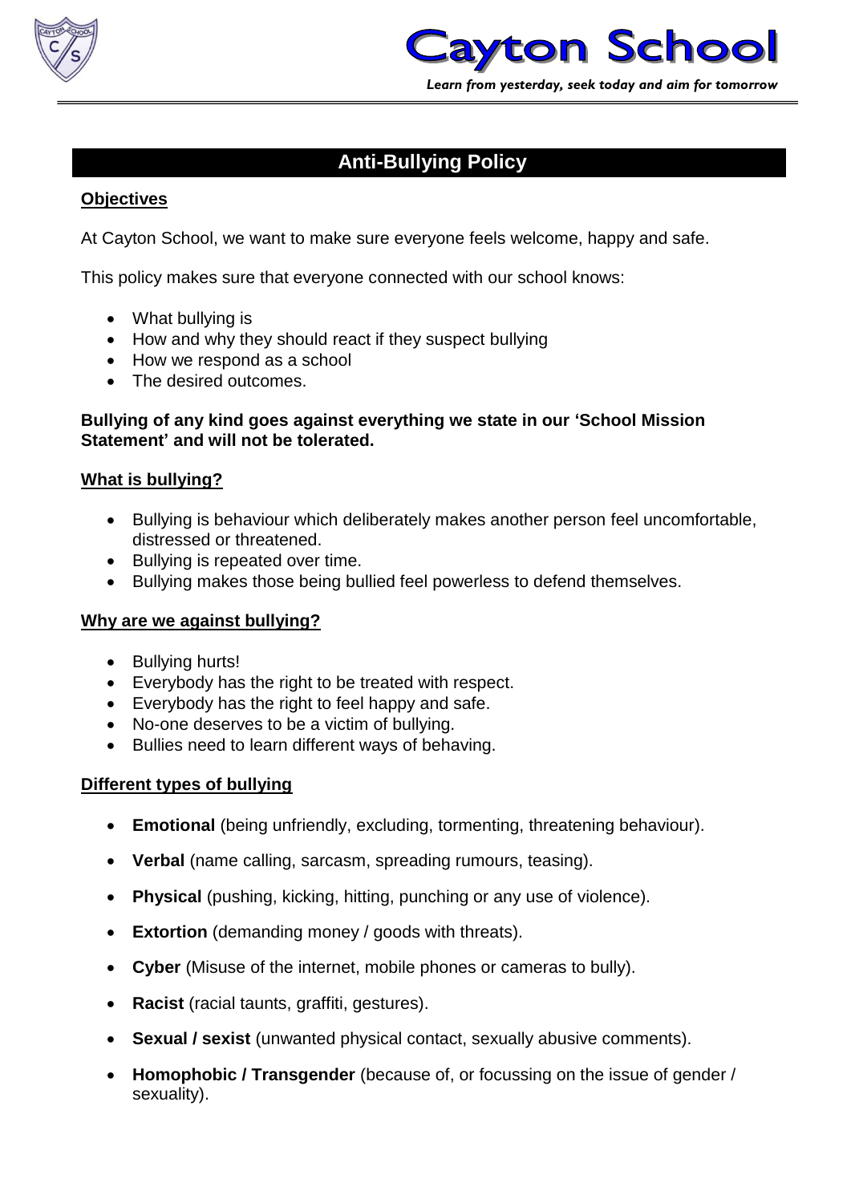# Cayton School

*Learn from yesterday, seek today and aim for tomorrow*

## Anti-Bullying Policy

### Objectives

At Cayton School, we want to make sure everyone feels welcome, happy and safe.

This policy makes sure that everyone connected with our school knows:

- What bullying is
- How and why they should react if they suspect bullying
- How we respond as a school
- The desired outcomes.

**Bullying of any kind goes against everything we state in our 'School Mission Statement' and will not be tolerated.**

### What is bullying?

- Bullying is behaviour which deliberately makes another person feel uncomfortable, distressed or threatened.
- Bullying is repeated over time.
- Bullying makes those being bullied feel powerless to defend themselves.

### Why are we against bullying?

- Bullying hurts!
- Everybody has the right to be treated with respect.
- Everybody has the right to feel happy and safe.
- No-one deserves to be a victim of bullying.
- Bullies need to learn different ways of behaving.

### Different types of bullying

- **Emotional** (being unfriendly, excluding, tormenting, threatening behaviour).
- **Verbal** (name calling, sarcasm, spreading rumours, teasing).
- **Physical** (pushing, kicking, hitting, punching or any use of violence).
- **Extortion** (demanding money / goods with threats).
- **Cyber** (Misuse of the internet, mobile phones or cameras to bully).
- **Racist** (racial taunts, graffiti, gestures).
- **Sexual / sexist** (unwanted physical contact, sexually abusive comments).
- **Homophobic / Transgender** (because of, or focussing on the issue of gender / sexuality).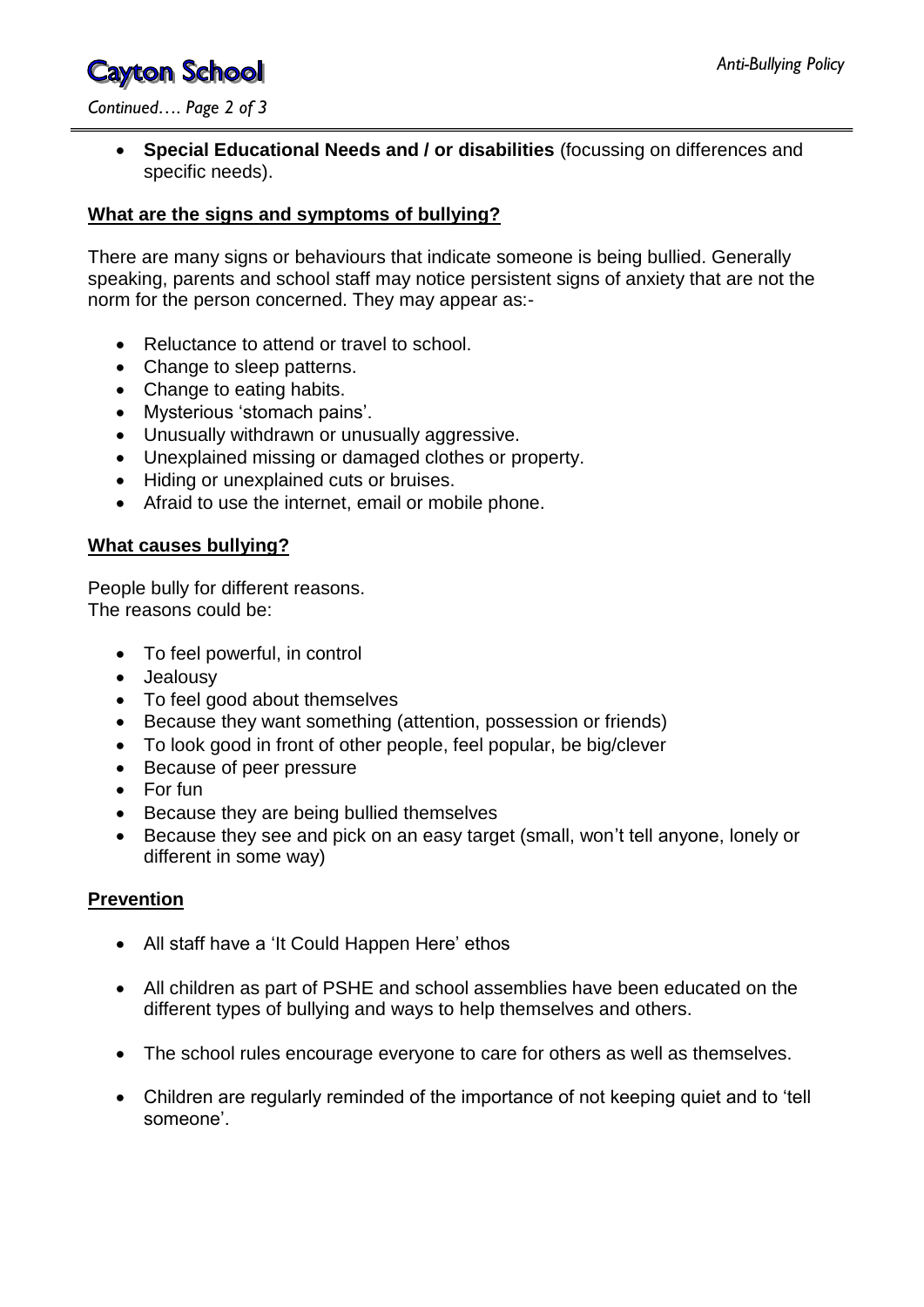- **Special Educational Needs and / or disabilities** (focussing on differences and specific needs).

## What are the signs and symptoms of bullying?

There are many signs or behaviours that indicate someone is being bullied. Generally speaking, parents and school staff may notice persistent signs of anxiety that are not the norm for the person concerned. They may appear as:-

- Reluctance to attend or travel to school.
- Change to sleep patterns.
- Change to eating habits.
- Mysterious 'stomach pains'.
- Unusually withdrawn or unusually aggressive.
- Unexplained missing or damaged clothes or property.
- Hiding or unexplained cuts or bruises.
- Afraid to use the internet, email or mobile phone.

## What causes bullying?

People bully for different reasons.
The reasons could be:

- To feel powerful, in control
- Jealousy
- To feel good about themselves
- Because they want something (attention, possession or friends)
- To look good in front of other people, feel popular, be big/clever
- Because of peer pressure
- For fun
- Because they are being bullied themselves
- Because they see and pick on an easy target (small, won't tell anyone, lonely or different in some way)

## Prevention

- All staff have a 'It Could Happen Here' ethos
- All children as part of PSHE and school assemblies have been educated on the different types of bullying and ways to help themselves and others.
- The school rules encourage everyone to care for others as well as themselves.
- Children are regularly reminded of the importance of not keeping quiet and to 'tell someone'.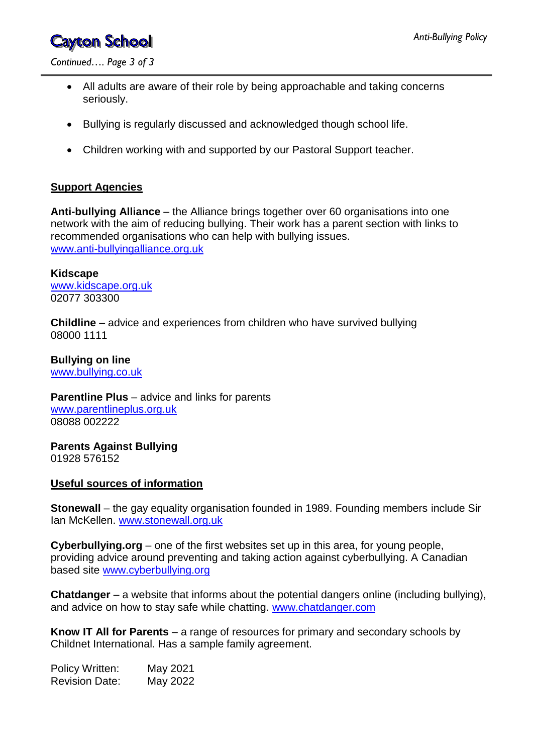- All adults are aware of their role by being approachable and taking concerns seriously.
- Bullying is regularly discussed and acknowledged though school life.
- Children working with and supported by our Pastoral Support teacher.

## Support Agencies

**Anti-bullying Alliance** – the Alliance brings together over 60 organisations into one network with the aim of reducing bullying. Their work has a parent section with links to recommended organisations who can help with bullying issues.
www.anti-bullyingalliance.org.uk

**Kidscape**
www.kidscape.org.uk
02077 303300

**Childline** – advice and experiences from children who have survived bullying
08000 1111

**Bullying on line**
www.bullying.co.uk

**Parentline Plus** – advice and links for parents
www.parentlineplus.org.uk
08088 002222

**Parents Against Bullying**
01928 576152

## Useful sources of information

**Stonewall** – the gay equality organisation founded in 1989. Founding members include Sir Ian McKellen. www.stonewall.org.uk

**Cyberbullying.org** – one of the first websites set up in this area, for young people, providing advice around preventing and taking action against cyberbullying. A Canadian based site www.cyberbullying.org

**Chatdanger** – a website that informs about the potential dangers online (including bullying), and advice on how to stay safe while chatting. www.chatdanger.com

**Know IT All for Parents** – a range of resources for primary and secondary schools by Childnet International. Has a sample family agreement.

Policy Written: May 2021
Revision Date: May 2022